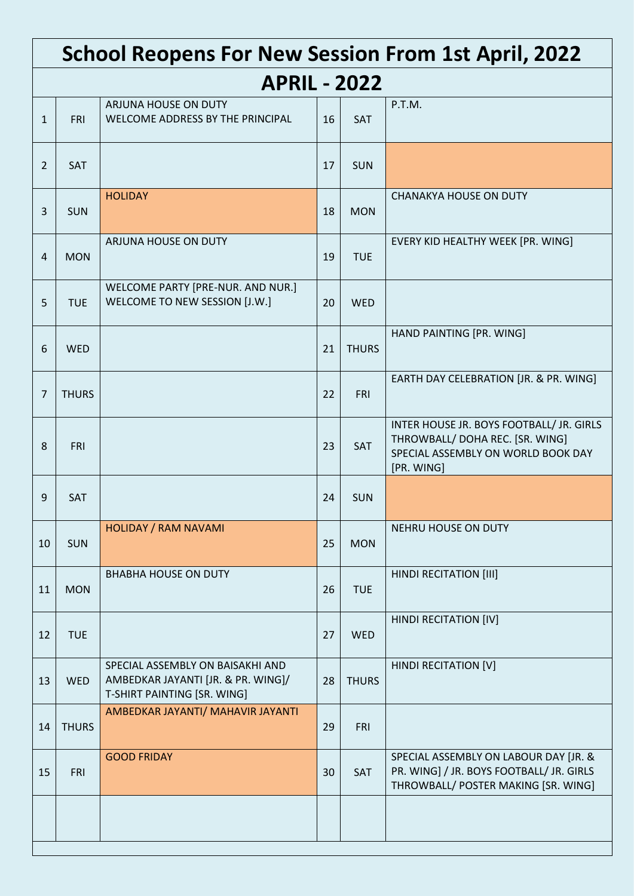# School Reopens For New Session From 1st April, 2022

## APRIL - 2022

| | | | | | |
|---|---|---|---|---|---|
| 1 | FRI | ARJUNA HOUSE ON DUTY<br>WELCOME ADDRESS BY THE PRINCIPAL | 16 | SAT | P.T.M. |
| 2 | SAT | | 17 | SUN | |
| 3 | SUN | HOLIDAY | 18 | MON | CHANAKYA HOUSE ON DUTY |
| 4 | MON | ARJUNA HOUSE ON DUTY | 19 | TUE | EVERY KID HEALTHY WEEK [PR. WING] |
| 5 | TUE | WELCOME PARTY [PRE-NUR. AND NUR.]<br>WELCOME TO NEW SESSION [J.W.] | 20 | WED | |
| 6 | WED | | 21 | THURS | HAND PAINTING [PR. WING] |
| 7 | THURS | | 22 | FRI | EARTH DAY CELEBRATION [JR. & PR. WING] |
| 8 | FRI | | 23 | SAT | INTER HOUSE JR. BOYS FOOTBALL/ JR. GIRLS THROWBALL/ DOHA REC. [SR. WING]<br>SPECIAL ASSEMBLY ON WORLD BOOK DAY [PR. WING] |
| 9 | SAT | | 24 | SUN | |
| 10 | SUN | HOLIDAY / RAM NAVAMI | 25 | MON | NEHRU HOUSE ON DUTY |
| 11 | MON | BHABHA HOUSE ON DUTY | 26 | TUE | HINDI RECITATION [III] |
| 12 | TUE | | 27 | WED | HINDI RECITATION [IV] |
| 13 | WED | SPECIAL ASSEMBLY ON BAISAKHI AND AMBEDKAR JAYANTI [JR. & PR. WING]/ T-SHIRT PAINTING [SR. WING] | 28 | THURS | HINDI RECITATION [V] |
| 14 | THURS | AMBEDKAR JAYANTI/ MAHAVIR JAYANTI | 29 | FRI | |
| 15 | FRI | GOOD FRIDAY | 30 | SAT | SPECIAL ASSEMBLY ON LABOUR DAY [JR. & PR. WING] / JR. BOYS FOOTBALL/ JR. GIRLS THROWBALL/ POSTER MAKING [SR. WING] |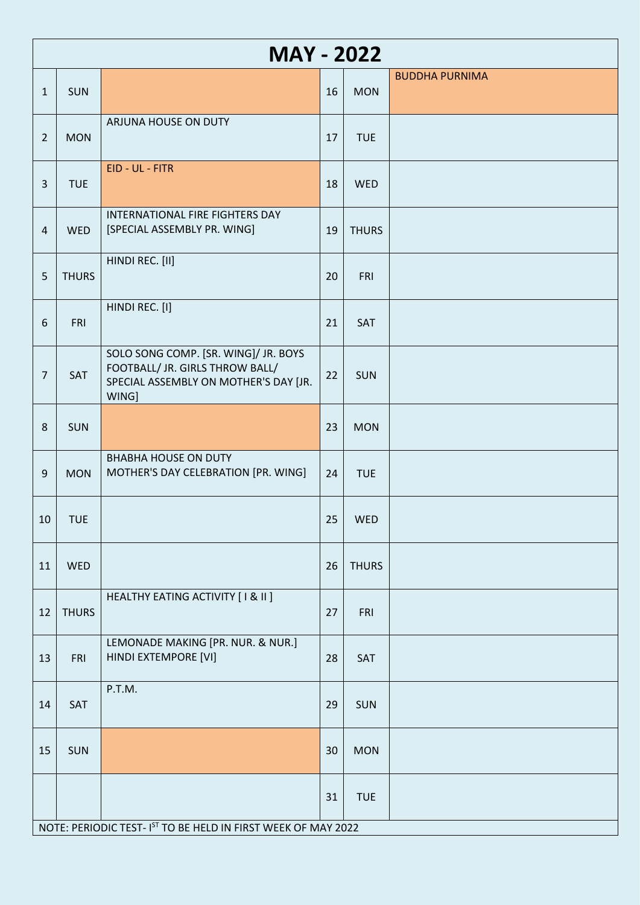# MAY - 2022

| | | | | | |
|---|---|---|---|---|---|
| 1 | SUN | | 16 | MON | BUDDHA PURNIMA |
| 2 | MON | ARJUNA HOUSE ON DUTY | 17 | TUE | |
| 3 | TUE | EID - UL - FITR | 18 | WED | |
| 4 | WED | INTERNATIONAL FIRE FIGHTERS DAY [SPECIAL ASSEMBLY PR. WING] | 19 | THURS | |
| 5 | THURS | HINDI REC. [II] | 20 | FRI | |
| 6 | FRI | HINDI REC. [I] | 21 | SAT | |
| 7 | SAT | SOLO SONG COMP. [SR. WING]/ JR. BOYS FOOTBALL/ JR. GIRLS THROW BALL/ SPECIAL ASSEMBLY ON MOTHER'S DAY [JR. WING] | 22 | SUN | |
| 8 | SUN | | 23 | MON | |
| 9 | MON | BHABHA HOUSE ON DUTY<br>MOTHER'S DAY CELEBRATION [PR. WING] | 24 | TUE | |
| 10 | TUE | | 25 | WED | |
| 11 | WED | | 26 | THURS | |
| 12 | THURS | HEALTHY EATING ACTIVITY [ I & II ] | 27 | FRI | |
| 13 | FRI | LEMONADE MAKING [PR. NUR. & NUR.]<br>HINDI EXTEMPORE [VI] | 28 | SAT | |
| 14 | SAT | P.T.M. | 29 | SUN | |
| 15 | SUN | | 30 | MON | |
| | | | 31 | TUE | |

NOTE: PERIODIC TEST- I[ST] TO BE HELD IN FIRST WEEK OF MAY 2022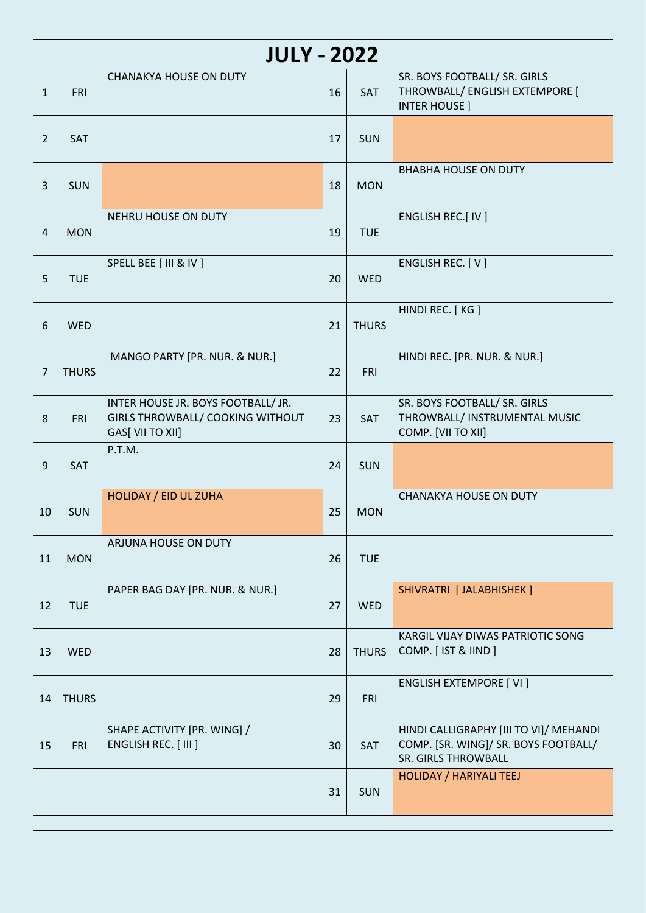# JULY - 2022

| | | | | | |
|---|---|---|---|---|---|
| 1 | FRI | CHANAKYA HOUSE ON DUTY | 16 | SAT | SR. BOYS FOOTBALL/ SR. GIRLS THROWBALL/ ENGLISH EXTEMPORE [ INTER HOUSE ] |
| 2 | SAT | | 17 | SUN | |
| 3 | SUN | | 18 | MON | BHABHA HOUSE ON DUTY |
| 4 | MON | NEHRU HOUSE ON DUTY | 19 | TUE | ENGLISH REC.[ IV ] |
| 5 | TUE | SPELL BEE [ III & IV ] | 20 | WED | ENGLISH REC. [ V ] |
| 6 | WED | | 21 | THURS | HINDI REC. [ KG ] |
| 7 | THURS | MANGO PARTY [PR. NUR. & NUR.] | 22 | FRI | HINDI REC. [PR. NUR. & NUR.] |
| 8 | FRI | INTER HOUSE JR. BOYS FOOTBALL/ JR. GIRLS THROWBALL/ COOKING WITHOUT GAS[ VII TO XII] | 23 | SAT | SR. BOYS FOOTBALL/ SR. GIRLS THROWBALL/ INSTRUMENTAL MUSIC COMP. [VII TO XII] |
| 9 | SAT | P.T.M. | 24 | SUN | |
| 10 | SUN | HOLIDAY / EID UL ZUHA | 25 | MON | CHANAKYA HOUSE ON DUTY |
| 11 | MON | ARJUNA HOUSE ON DUTY | 26 | TUE | |
| 12 | TUE | PAPER BAG DAY [PR. NUR. & NUR.] | 27 | WED | SHIVRATRI [ JALABHISHEK ] |
| 13 | WED | | 28 | THURS | KARGIL VIJAY DIWAS PATRIOTIC SONG COMP. [ IST & IIND ] |
| 14 | THURS | | 29 | FRI | ENGLISH EXTEMPORE [ VI ] |
| 15 | FRI | SHAPE ACTIVITY [PR. WING] / ENGLISH REC. [ III ] | 30 | SAT | HINDI CALLIGRAPHY [III TO VI]/ MEHANDI COMP. [SR. WING]/ SR. BOYS FOOTBALL/ SR. GIRLS THROWBALL |
| | | | 31 | SUN | HOLIDAY / HARIYALI TEEJ |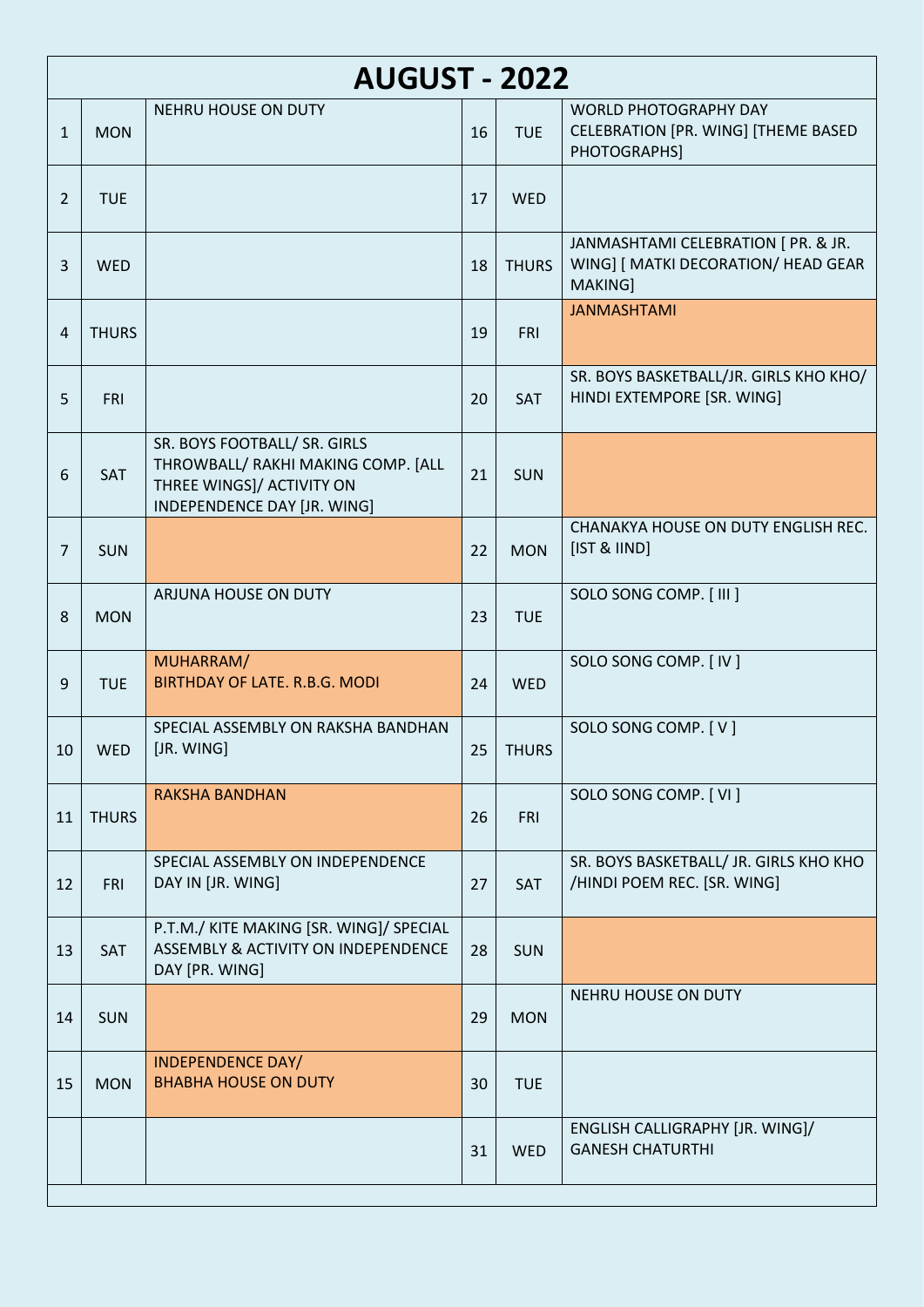# AUGUST - 2022

| | | | | | |
|---|---|---|---|---|---|
| 1 | MON | NEHRU HOUSE ON DUTY | 16 | TUE | WORLD PHOTOGRAPHY DAY CELEBRATION [PR. WING] [THEME BASED PHOTOGRAPHS] |
| 2 | TUE | | 17 | WED | |
| 3 | WED | | 18 | THURS | JANMASHTAMI CELEBRATION [ PR. & JR. WING] [ MATKI DECORATION/ HEAD GEAR MAKING] |
| 4 | THURS | | 19 | FRI | JANMASHTAMI |
| 5 | FRI | | 20 | SAT | SR. BOYS BASKETBALL/JR. GIRLS KHO KHO/ HINDI EXTEMPORE [SR. WING] |
| 6 | SAT | SR. BOYS FOOTBALL/ SR. GIRLS THROWBALL/ RAKHI MAKING COMP. [ALL THREE WINGS]/ ACTIVITY ON INDEPENDENCE DAY [JR. WING] | 21 | SUN | |
| 7 | SUN | | 22 | MON | CHANAKYA HOUSE ON DUTY ENGLISH REC. [IST & IIND] |
| 8 | MON | ARJUNA HOUSE ON DUTY | 23 | TUE | SOLO SONG COMP. [ III ] |
| 9 | TUE | MUHARRAM/ BIRTHDAY OF LATE. R.B.G. MODI | 24 | WED | SOLO SONG COMP. [ IV ] |
| 10 | WED | SPECIAL ASSEMBLY ON RAKSHA BANDHAN [JR. WING] | 25 | THURS | SOLO SONG COMP. [ V ] |
| 11 | THURS | RAKSHA BANDHAN | 26 | FRI | SOLO SONG COMP. [ VI ] |
| 12 | FRI | SPECIAL ASSEMBLY ON INDEPENDENCE DAY IN [JR. WING] | 27 | SAT | SR. BOYS BASKETBALL/ JR. GIRLS KHO KHO /HINDI POEM REC. [SR. WING] |
| 13 | SAT | P.T.M./ KITE MAKING [SR. WING]/ SPECIAL ASSEMBLY & ACTIVITY ON INDEPENDENCE DAY [PR. WING] | 28 | SUN | |
| 14 | SUN | | 29 | MON | NEHRU HOUSE ON DUTY |
| 15 | MON | INDEPENDENCE DAY/ BHABHA HOUSE ON DUTY | 30 | TUE | |
| | | | 31 | WED | ENGLISH CALLIGRAPHY [JR. WING]/ GANESH CHATURTHI |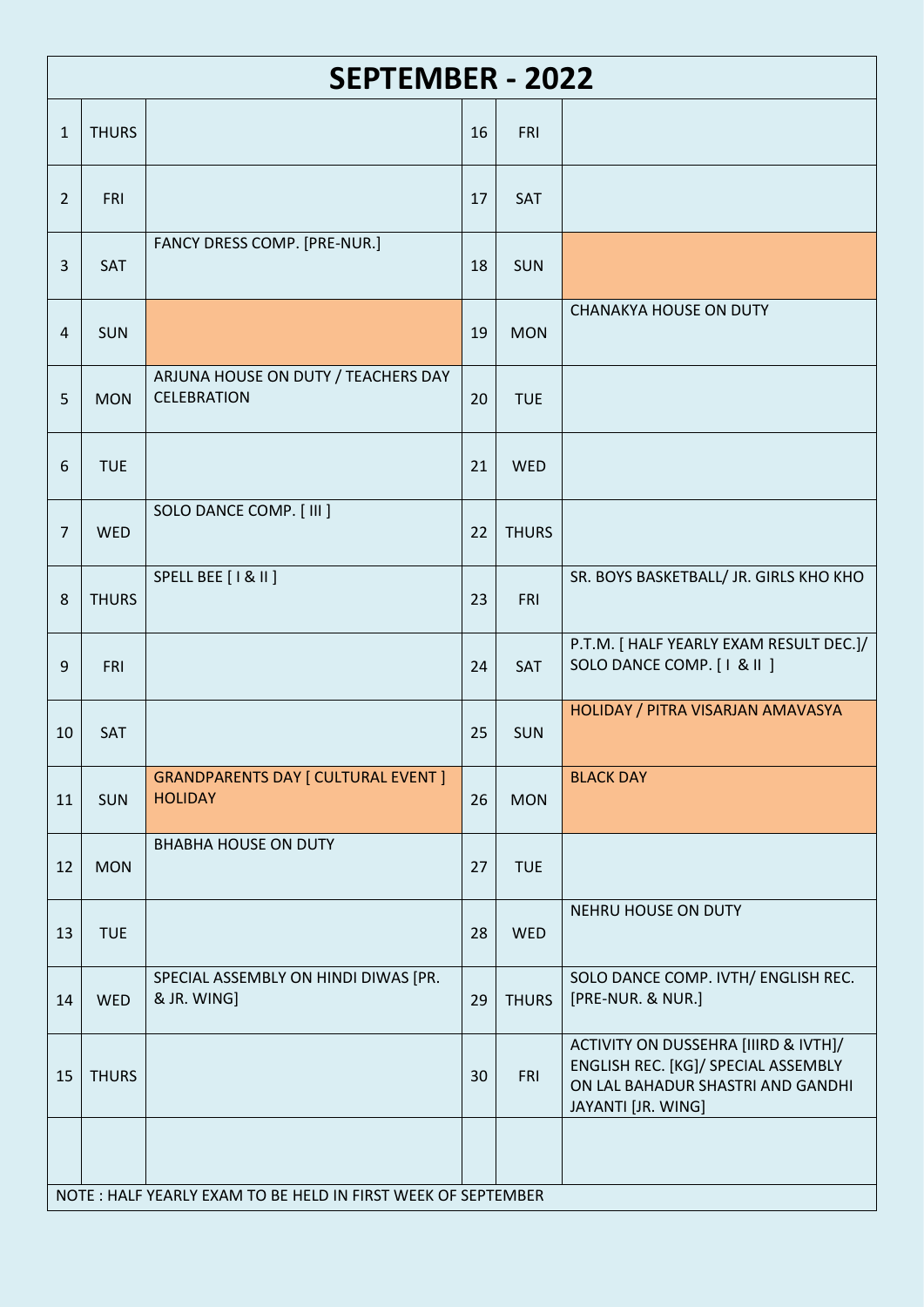# SEPTEMBER - 2022

| | | | | | |
|---|---|---|---|---|---|
| 1 | THURS | | 16 | FRI | |
| 2 | FRI | | 17 | SAT | |
| 3 | SAT | FANCY DRESS COMP. [PRE-NUR.] | 18 | SUN | |
| 4 | SUN | | 19 | MON | CHANAKYA HOUSE ON DUTY |
| 5 | MON | ARJUNA HOUSE ON DUTY / TEACHERS DAY CELEBRATION | 20 | TUE | |
| 6 | TUE | | 21 | WED | |
| 7 | WED | SOLO DANCE COMP. [ III ] | 22 | THURS | |
| 8 | THURS | SPELL BEE [ I & II ] | 23 | FRI | SR. BOYS BASKETBALL/ JR. GIRLS KHO KHO |
| 9 | FRI | | 24 | SAT | P.T.M. [ HALF YEARLY EXAM RESULT DEC.]/ SOLO DANCE COMP. [ I & II ] |
| 10 | SAT | | 25 | SUN | HOLIDAY / PITRA VISARJAN AMAVASYA |
| 11 | SUN | GRANDPARENTS DAY [ CULTURAL EVENT ] HOLIDAY | 26 | MON | BLACK DAY |
| 12 | MON | BHABHA HOUSE ON DUTY | 27 | TUE | |
| 13 | TUE | | 28 | WED | NEHRU HOUSE ON DUTY |
| 14 | WED | SPECIAL ASSEMBLY ON HINDI DIWAS [PR. & JR. WING] | 29 | THURS | SOLO DANCE COMP. IVTH/ ENGLISH REC. [PRE-NUR. & NUR.] |
| 15 | THURS | | 30 | FRI | ACTIVITY ON DUSSEHRA [IIIRD & IVTH]/ ENGLISH REC. [KG]/ SPECIAL ASSEMBLY ON LAL BAHADUR SHASTRI AND GANDHI JAYANTI [JR. WING] |

NOTE : HALF YEARLY EXAM TO BE HELD IN FIRST WEEK OF SEPTEMBER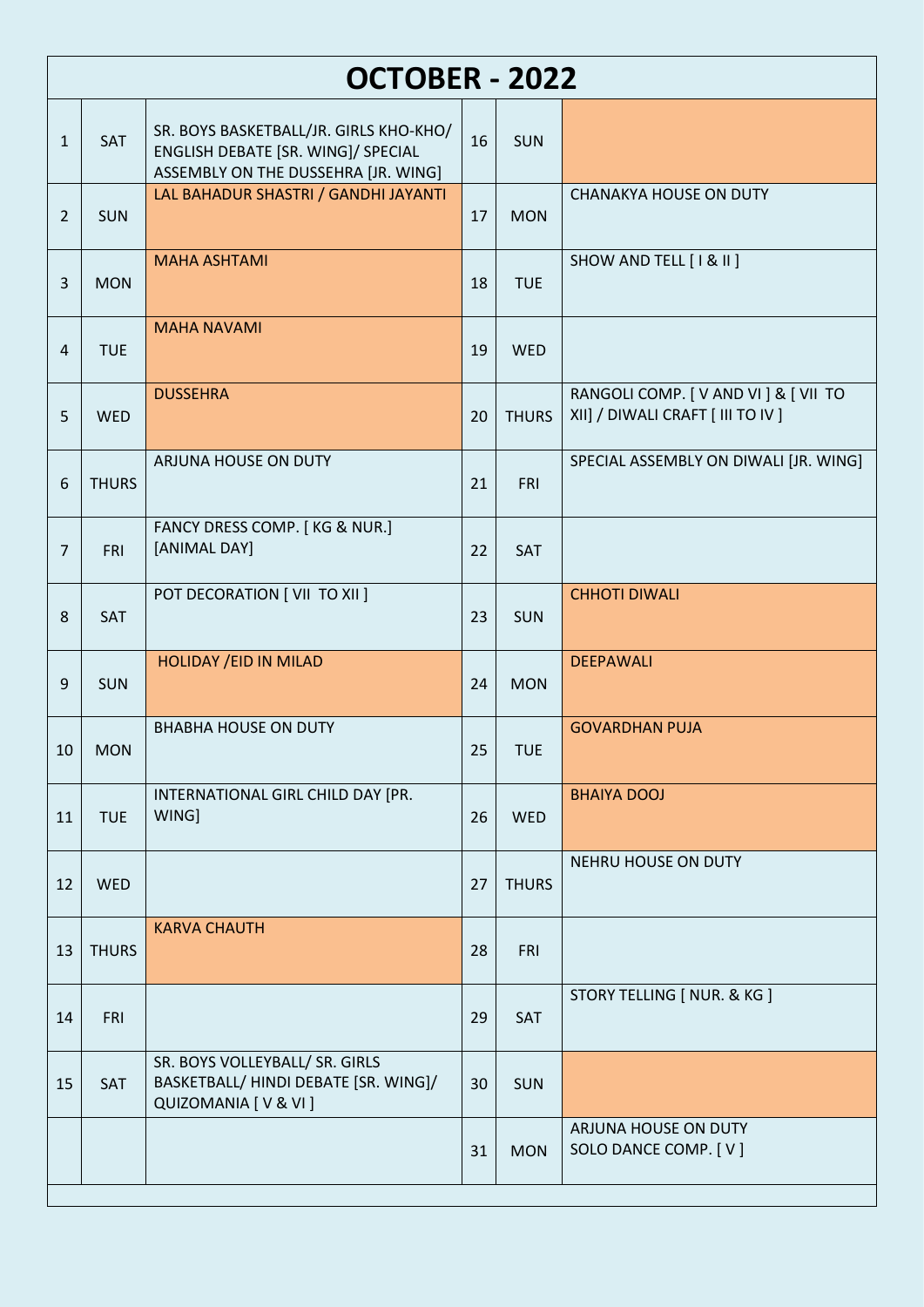# OCTOBER - 2022

| | | | | | |
|---|---|---|---|---|---|
| 1 | SAT | SR. BOYS BASKETBALL/JR. GIRLS KHO-KHO/ ENGLISH DEBATE [SR. WING]/ SPECIAL ASSEMBLY ON THE DUSSEHRA [JR. WING] | 16 | SUN | |
| 2 | SUN | LAL BAHADUR SHASTRI / GANDHI JAYANTI | 17 | MON | CHANAKYA HOUSE ON DUTY |
| 3 | MON | MAHA ASHTAMI | 18 | TUE | SHOW AND TELL [ I & II ] |
| 4 | TUE | MAHA NAVAMI | 19 | WED | |
| 5 | WED | DUSSEHRA | 20 | THURS | RANGOLI COMP. [ V AND VI ] & [ VII TO XII] / DIWALI CRAFT [ III TO IV ] |
| 6 | THURS | ARJUNA HOUSE ON DUTY | 21 | FRI | SPECIAL ASSEMBLY ON DIWALI [JR. WING] |
| 7 | FRI | FANCY DRESS COMP. [ KG & NUR.] [ANIMAL DAY] | 22 | SAT | |
| 8 | SAT | POT DECORATION [ VII TO XII ] | 23 | SUN | CHHOTI DIWALI |
| 9 | SUN | HOLIDAY /EID IN MILAD | 24 | MON | DEEPAWALI |
| 10 | MON | BHABHA HOUSE ON DUTY | 25 | TUE | GOVARDHAN PUJA |
| 11 | TUE | INTERNATIONAL GIRL CHILD DAY [PR. WING] | 26 | WED | BHAIYA DOOJ |
| 12 | WED | | 27 | THURS | NEHRU HOUSE ON DUTY |
| 13 | THURS | KARVA CHAUTH | 28 | FRI | |
| 14 | FRI | | 29 | SAT | STORY TELLING [ NUR. & KG ] |
| 15 | SAT | SR. BOYS VOLLEYBALL/ SR. GIRLS BASKETBALL/ HINDI DEBATE [SR. WING]/ QUIZOMANIA [ V & VI ] | 30 | SUN | |
| | | | 31 | MON | ARJUNA HOUSE ON DUTY<br>SOLO DANCE COMP. [ V ] |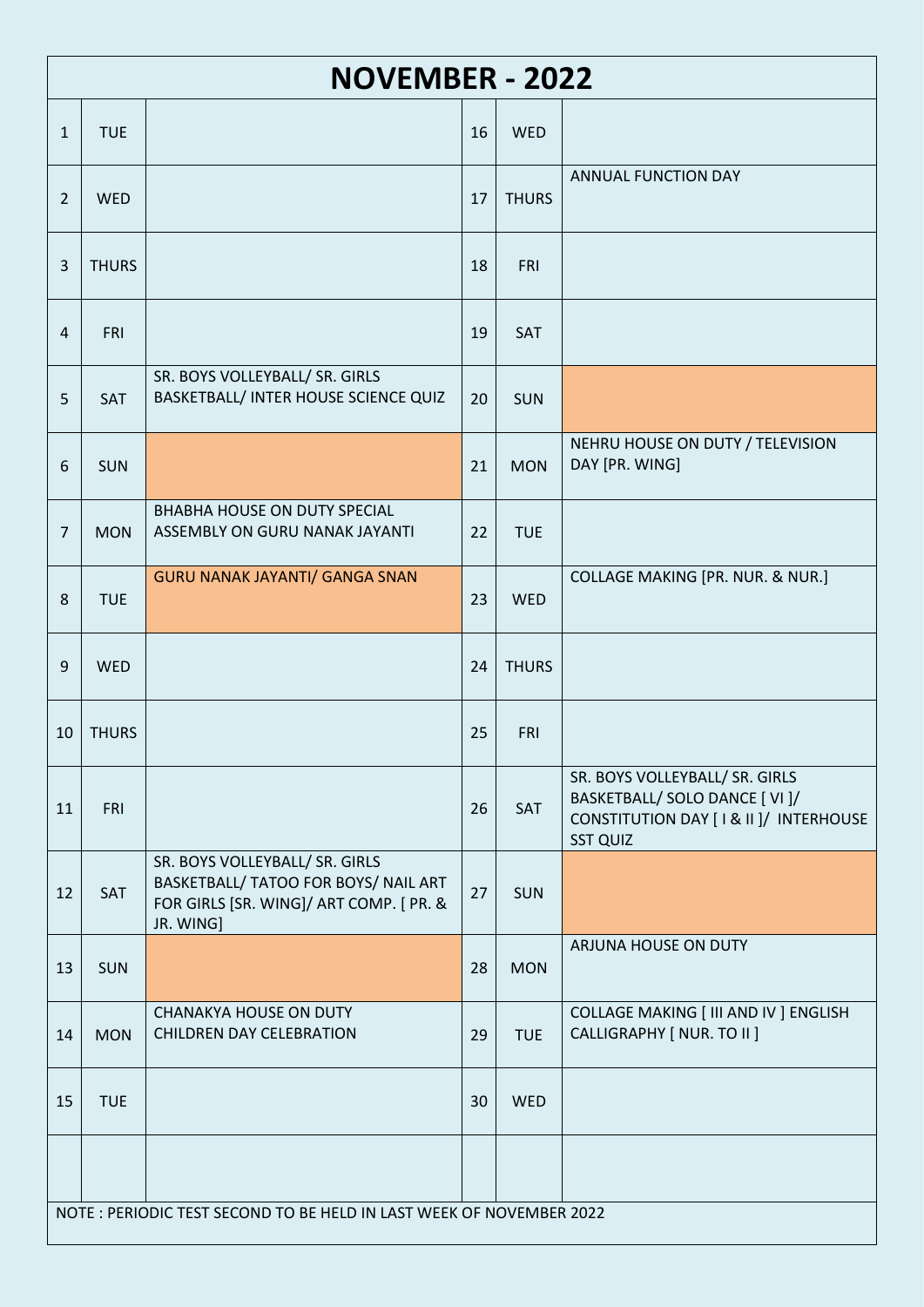# NOVEMBER - 2022

| | | | | | |
|---|---|---|---|---|---|
| 1 | TUE | | 16 | WED | |
| 2 | WED | | 17 | THURS | ANNUAL FUNCTION DAY |
| 3 | THURS | | 18 | FRI | |
| 4 | FRI | | 19 | SAT | |
| 5 | SAT | SR. BOYS VOLLEYBALL/ SR. GIRLS BASKETBALL/ INTER HOUSE SCIENCE QUIZ | 20 | SUN | |
| 6 | SUN | | 21 | MON | NEHRU HOUSE ON DUTY / TELEVISION DAY [PR. WING] |
| 7 | MON | BHABHA HOUSE ON DUTY SPECIAL ASSEMBLY ON GURU NANAK JAYANTI | 22 | TUE | |
| 8 | TUE | GURU NANAK JAYANTI/ GANGA SNAN | 23 | WED | COLLAGE MAKING [PR. NUR. & NUR.] |
| 9 | WED | | 24 | THURS | |
| 10 | THURS | | 25 | FRI | |
| 11 | FRI | | 26 | SAT | SR. BOYS VOLLEYBALL/ SR. GIRLS BASKETBALL/ SOLO DANCE [ VI ]/ CONSTITUTION DAY [ I & II ]/ INTERHOUSE SST QUIZ |
| 12 | SAT | SR. BOYS VOLLEYBALL/ SR. GIRLS BASKETBALL/ TATOO FOR BOYS/ NAIL ART FOR GIRLS [SR. WING]/ ART COMP. [ PR. & JR. WING] | 27 | SUN | |
| 13 | SUN | | 28 | MON | ARJUNA HOUSE ON DUTY |
| 14 | MON | CHANAKYA HOUSE ON DUTY CHILDREN DAY CELEBRATION | 29 | TUE | COLLAGE MAKING [ III AND IV ] ENGLISH CALLIGRAPHY [ NUR. TO II ] |
| 15 | TUE | | 30 | WED | |

NOTE : PERIODIC TEST SECOND TO BE HELD IN LAST WEEK OF NOVEMBER 2022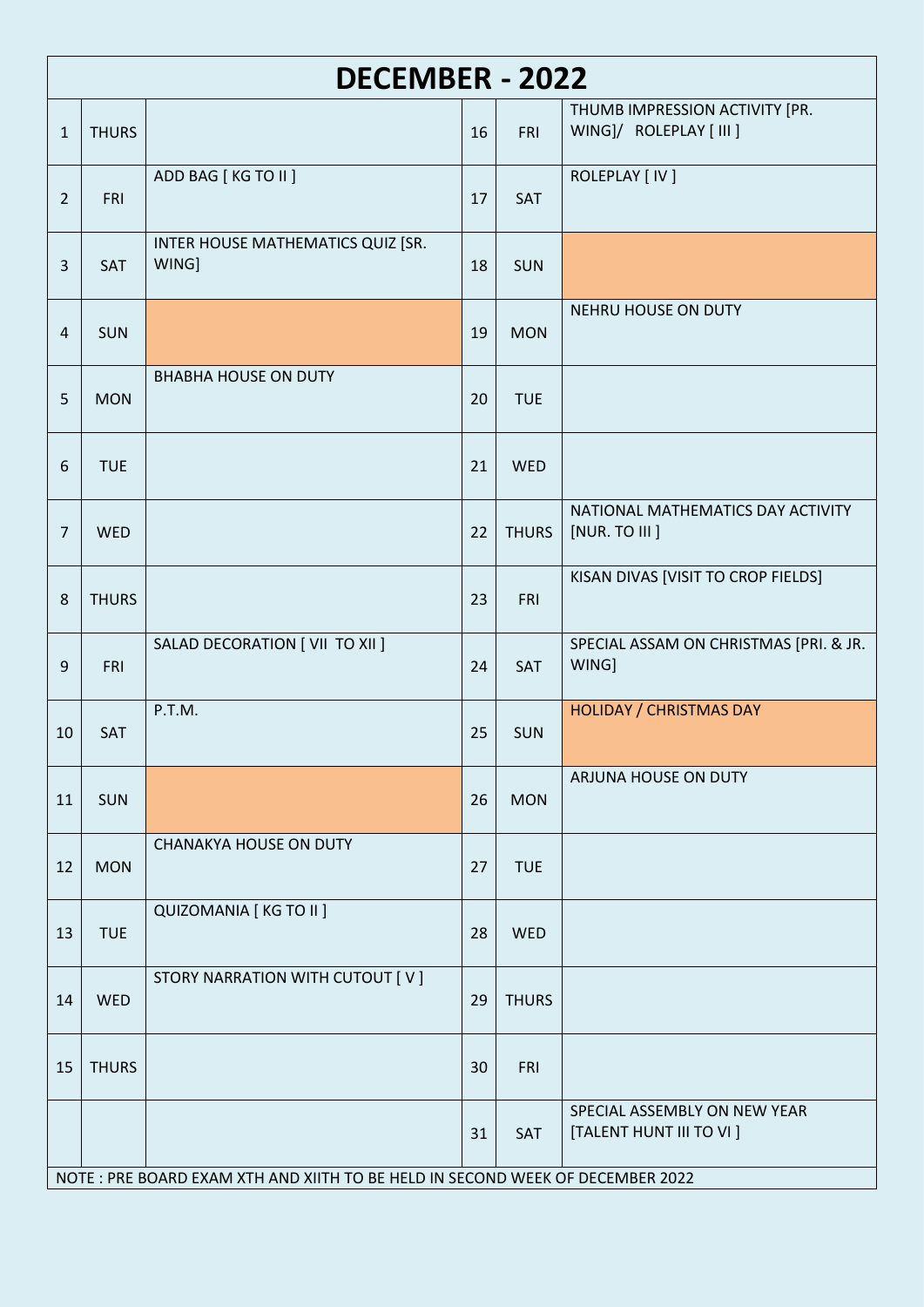# DECEMBER - 2022

| | | | | | |
|---|---|---|---|---|---|
| 1 | THURS | | 16 | FRI | THUMB IMPRESSION ACTIVITY [PR. WING]/ ROLEPLAY [ III ] |
| 2 | FRI | ADD BAG [ KG TO II ] | 17 | SAT | ROLEPLAY [ IV ] |
| 3 | SAT | INTER HOUSE MATHEMATICS QUIZ [SR. WING] | 18 | SUN | |
| 4 | SUN | | 19 | MON | NEHRU HOUSE ON DUTY |
| 5 | MON | BHABHA HOUSE ON DUTY | 20 | TUE | |
| 6 | TUE | | 21 | WED | |
| 7 | WED | | 22 | THURS | NATIONAL MATHEMATICS DAY ACTIVITY [NUR. TO III ] |
| 8 | THURS | | 23 | FRI | KISAN DIVAS [VISIT TO CROP FIELDS] |
| 9 | FRI | SALAD DECORATION [ VII TO XII ] | 24 | SAT | SPECIAL ASSAM ON CHRISTMAS [PRI. & JR. WING] |
| 10 | SAT | P.T.M. | 25 | SUN | HOLIDAY / CHRISTMAS DAY |
| 11 | SUN | | 26 | MON | ARJUNA HOUSE ON DUTY |
| 12 | MON | CHANAKYA HOUSE ON DUTY | 27 | TUE | |
| 13 | TUE | QUIZOMANIA [ KG TO II ] | 28 | WED | |
| 14 | WED | STORY NARRATION WITH CUTOUT [ V ] | 29 | THURS | |
| 15 | THURS | | 30 | FRI | |
| | | | 31 | SAT | SPECIAL ASSEMBLY ON NEW YEAR [TALENT HUNT III TO VI ] |

NOTE : PRE BOARD EXAM XTH AND XIITH TO BE HELD IN SECOND WEEK OF DECEMBER 2022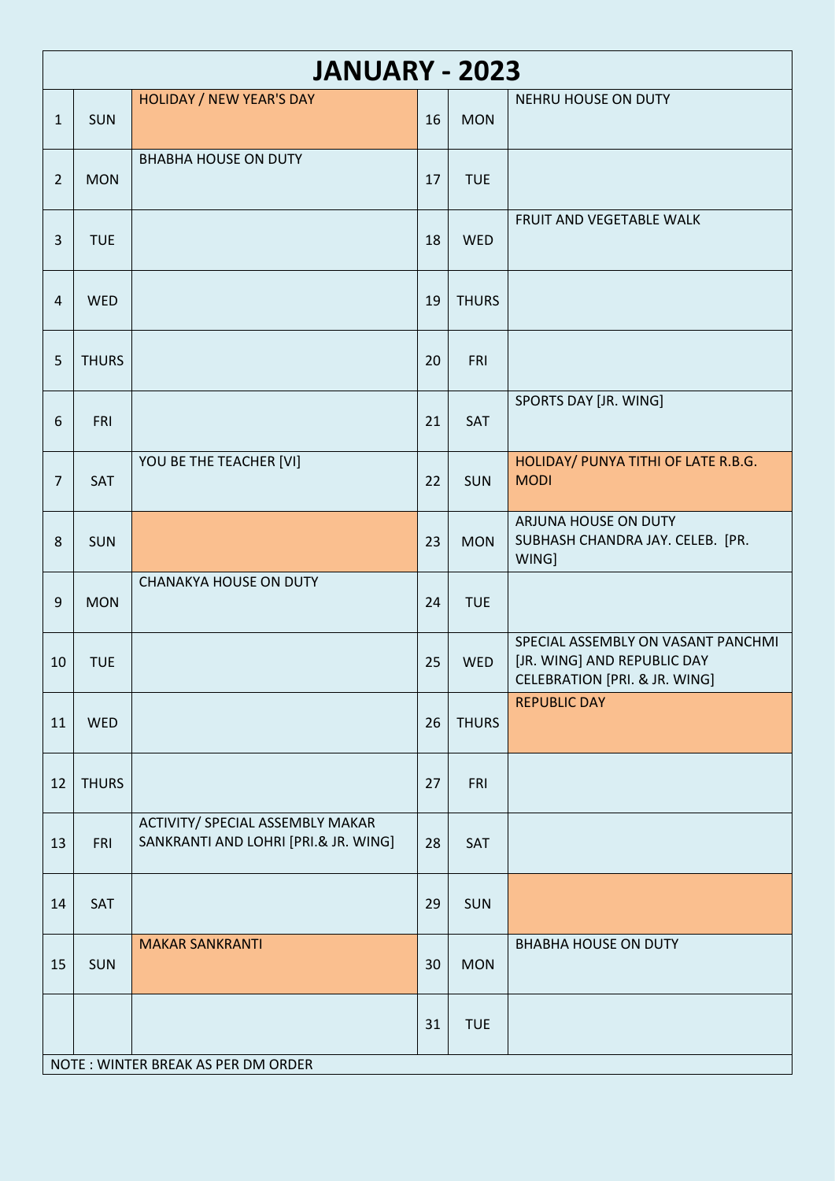# JANUARY - 2023

| | | | | | |
|---|---|---|---|---|---|
| 1 | SUN | HOLIDAY / NEW YEAR'S DAY | 16 | MON | NEHRU HOUSE ON DUTY |
| 2 | MON | BHABHA HOUSE ON DUTY | 17 | TUE | |
| 3 | TUE | | 18 | WED | FRUIT AND VEGETABLE WALK |
| 4 | WED | | 19 | THURS | |
| 5 | THURS | | 20 | FRI | |
| 6 | FRI | | 21 | SAT | SPORTS DAY [JR. WING] |
| 7 | SAT | YOU BE THE TEACHER [VI] | 22 | SUN | HOLIDAY/ PUNYA TITHI OF LATE R.B.G. MODI |
| 8 | SUN | | 23 | MON | ARJUNA HOUSE ON DUTY<br>SUBHASH CHANDRA JAY. CELEB. [PR. WING] |
| 9 | MON | CHANAKYA HOUSE ON DUTY | 24 | TUE | |
| 10 | TUE | | 25 | WED | SPECIAL ASSEMBLY ON VASANT PANCHMI [JR. WING] AND REPUBLIC DAY CELEBRATION [PRI. & JR. WING] |
| 11 | WED | | 26 | THURS | REPUBLIC DAY |
| 12 | THURS | | 27 | FRI | |
| 13 | FRI | ACTIVITY/ SPECIAL ASSEMBLY MAKAR SANKRANTI AND LOHRI [PRI.& JR. WING] | 28 | SAT | |
| 14 | SAT | | 29 | SUN | |
| 15 | SUN | MAKAR SANKRANTI | 30 | MON | BHABHA HOUSE ON DUTY |
| | | | 31 | TUE | |

NOTE : WINTER BREAK AS PER DM ORDER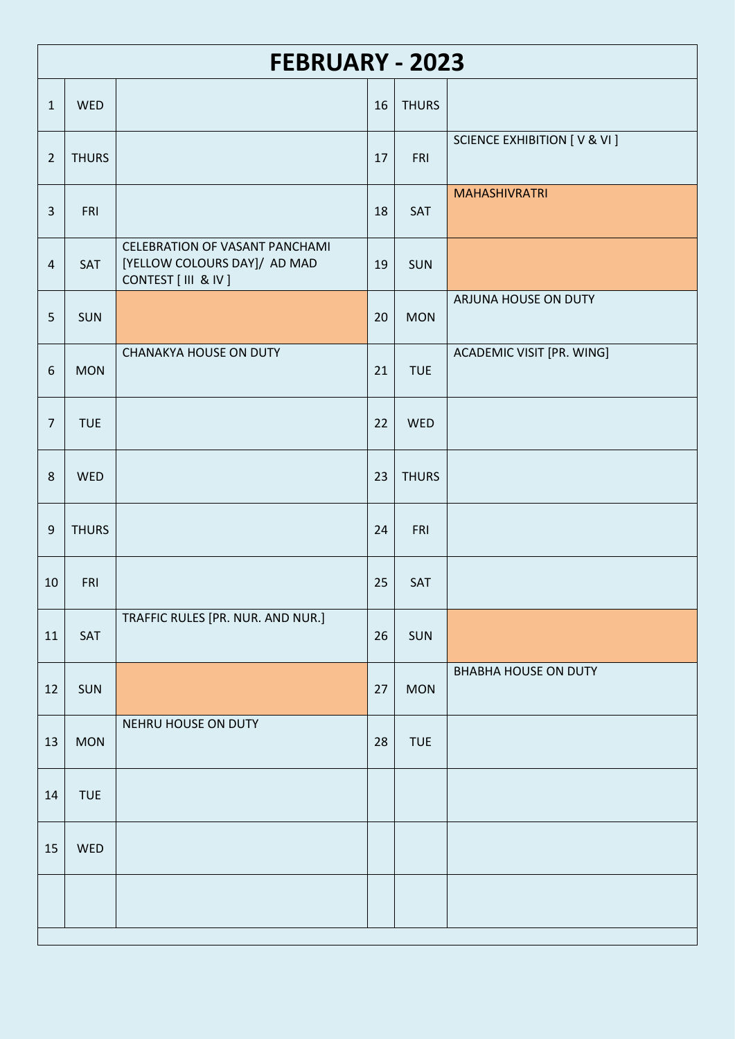# FEBRUARY - 2023

| | | | | | |
|---|---|---|---|---|---|
| 1 | WED | | 16 | THURS | |
| 2 | THURS | | 17 | FRI | SCIENCE EXHIBITION [ V & VI ] |
| 3 | FRI | | 18 | SAT | MAHASHIVRATRI |
| 4 | SAT | CELEBRATION OF VASANT PANCHAMI [YELLOW COLOURS DAY]/ AD MAD CONTEST [ III & IV ] | 19 | SUN | |
| 5 | SUN | | 20 | MON | ARJUNA HOUSE ON DUTY |
| 6 | MON | CHANAKYA HOUSE ON DUTY | 21 | TUE | ACADEMIC VISIT [PR. WING] |
| 7 | TUE | | 22 | WED | |
| 8 | WED | | 23 | THURS | |
| 9 | THURS | | 24 | FRI | |
| 10 | FRI | | 25 | SAT | |
| 11 | SAT | TRAFFIC RULES [PR. NUR. AND NUR.] | 26 | SUN | |
| 12 | SUN | | 27 | MON | BHABHA HOUSE ON DUTY |
| 13 | MON | NEHRU HOUSE ON DUTY | 28 | TUE | |
| 14 | TUE | | | | |
| 15 | WED | | | | |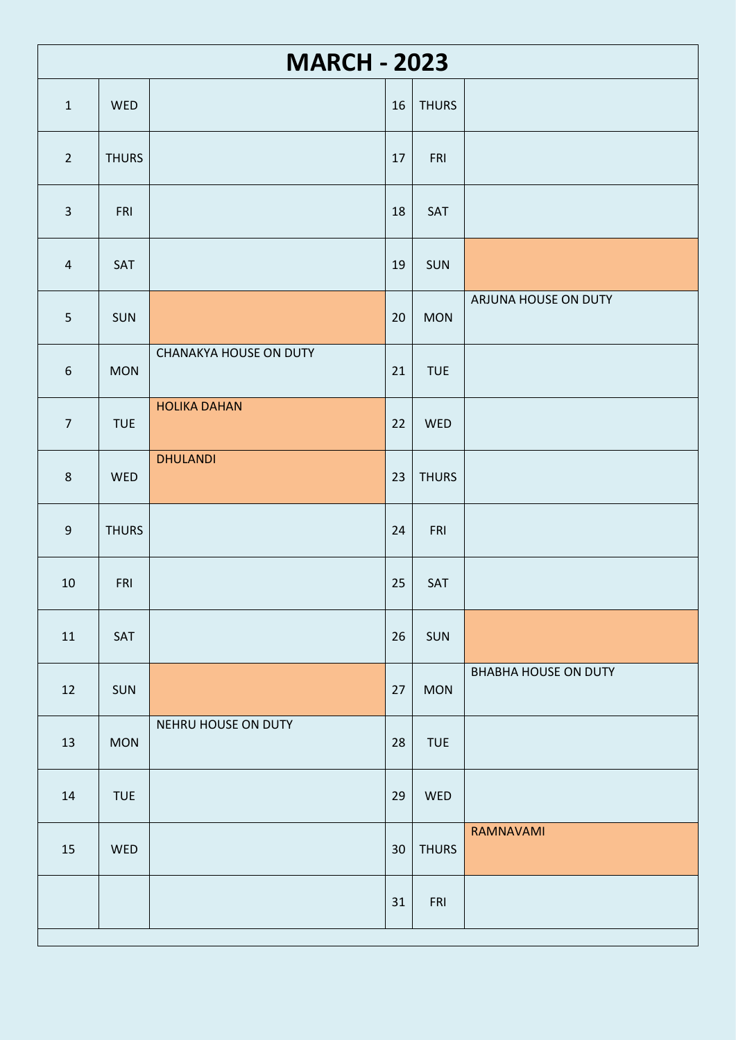# MARCH - 2023

| | | | | | |
|---|---|---|---|---|---|
| 1 | WED | | 16 | THURS | |
| 2 | THURS | | 17 | FRI | |
| 3 | FRI | | 18 | SAT | |
| 4 | SAT | | 19 | SUN | |
| 5 | SUN | | 20 | MON | ARJUNA HOUSE ON DUTY |
| 6 | MON | CHANAKYA HOUSE ON DUTY | 21 | TUE | |
| 7 | TUE | HOLIKA DAHAN | 22 | WED | |
| 8 | WED | DHULANDI | 23 | THURS | |
| 9 | THURS | | 24 | FRI | |
| 10 | FRI | | 25 | SAT | |
| 11 | SAT | | 26 | SUN | |
| 12 | SUN | | 27 | MON | BHABHA HOUSE ON DUTY |
| 13 | MON | NEHRU HOUSE ON DUTY | 28 | TUE | |
| 14 | TUE | | 29 | WED | |
| 15 | WED | | 30 | THURS | RAMNAVAMI |
| | | | 31 | FRI | |